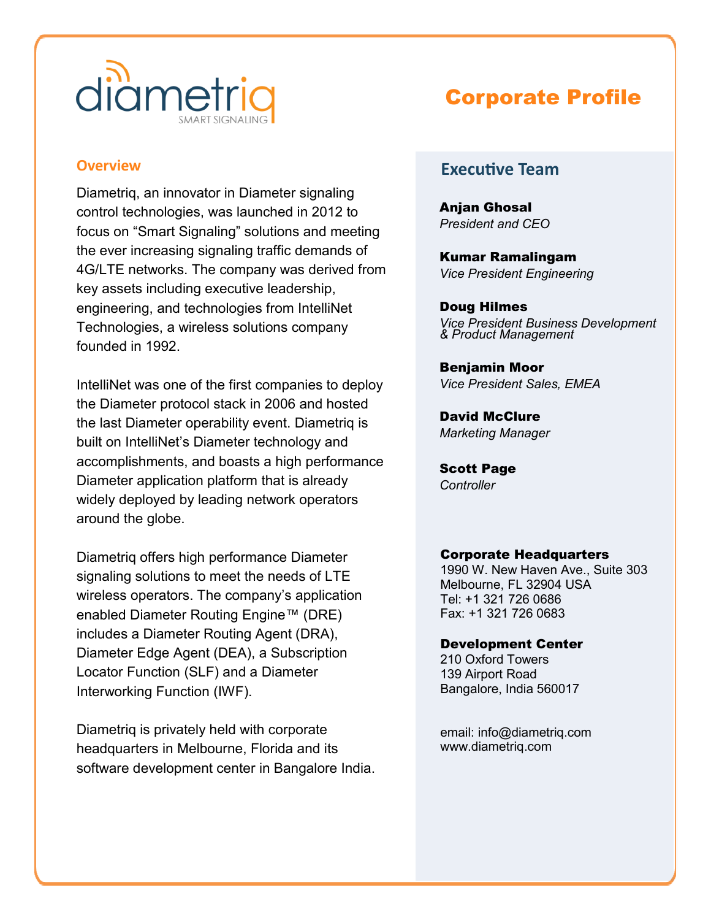diametriq

SMART SIGNALING

# Corporate Profile

## Overview

Diametriq, an innovator in Diameter signaling control technologies, was launched in 2012 to focus on "Smart Signaling" solutions and meeting the ever increasing signaling traffic demands of 4G/LTE networks. The company was derived from key assets including executive leadership, engineering, and technologies from IntelliNet Technologies, a wireless solutions company founded in 1992.

IntelliNet was one of the first companies to deploy the Diameter protocol stack in 2006 and hosted the last Diameter operability event. Diametriq is built on IntelliNet's Diameter technology and accomplishments, and boasts a high performance Diameter application platform that is already widely deployed by leading network operators around the globe.

Diametriq offers high performance Diameter signaling solutions to meet the needs of LTE wireless operators. The company's application enabled Diameter Routing Engine™ (DRE) includes a Diameter Routing Agent (DRA), Diameter Edge Agent (DEA), a Subscription Locator Function (SLF) and a Diameter Interworking Function (IWF).

Diametriq is privately held with corporate headquarters in Melbourne, Florida and its software development center in Bangalore India.

## Executive Team

**Anjan Ghosal**
*President and CEO*

**Kumar Ramalingam**
*Vice President Engineering*

**Doug Hilmes**
*Vice President Business Development & Product Management*

**Benjamin Moor**
*Vice President Sales, EMEA*

**David McClure**
*Marketing Manager*

**Scott Page**
*Controller*

**Corporate Headquarters**
1990 W. New Haven Ave., Suite 303
Melbourne, FL 32904 USA
Tel: +1 321 726 0686
Fax: +1 321 726 0683

**Development Center**
210 Oxford Towers
139 Airport Road
Bangalore, India 560017

email: info@diametriq.com
www.diametriq.com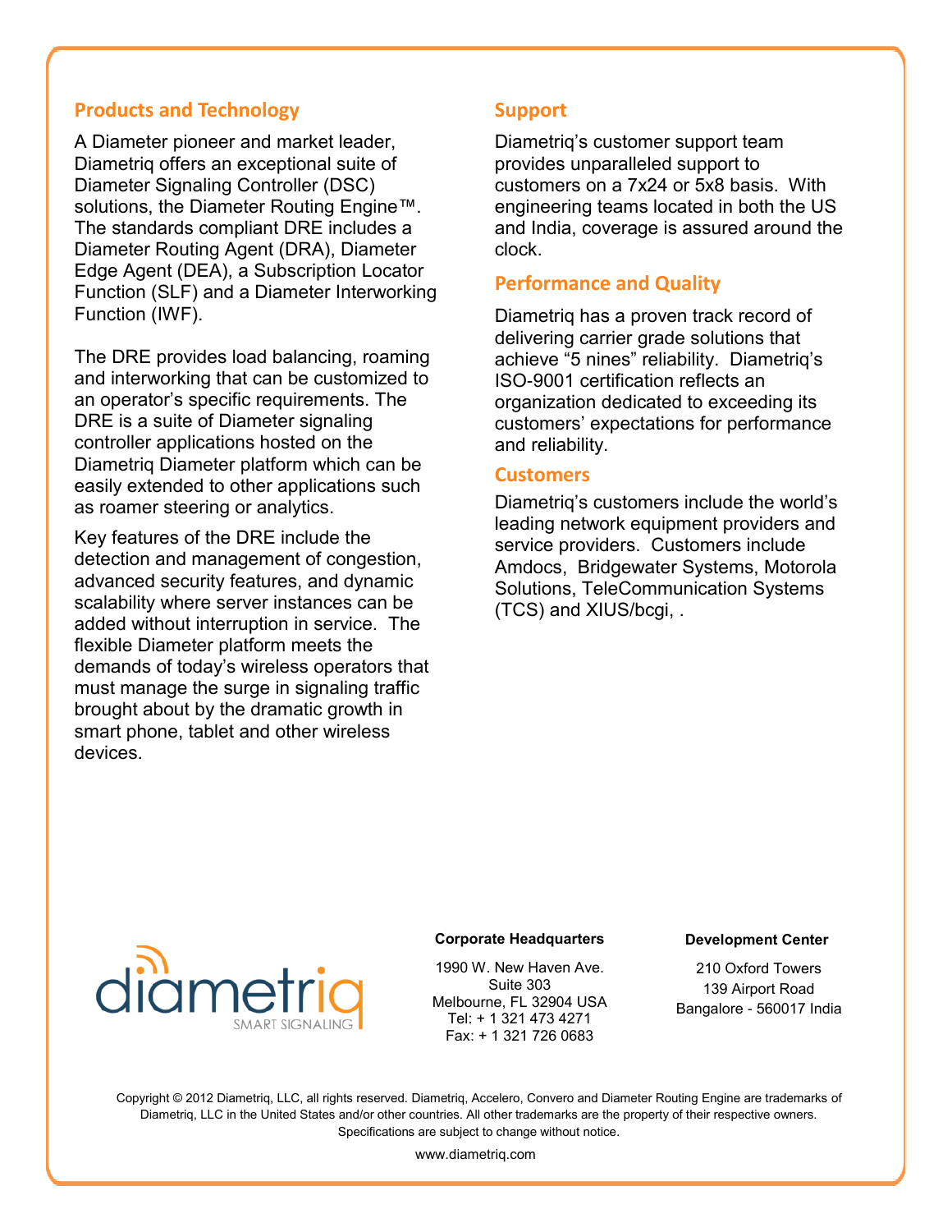## Products and Technology

A Diameter pioneer and market leader, Diametriq offers an exceptional suite of Diameter Signaling Controller (DSC) solutions, the Diameter Routing Engine™. The standards compliant DRE includes a Diameter Routing Agent (DRA), Diameter Edge Agent (DEA), a Subscription Locator Function (SLF) and a Diameter Interworking Function (IWF).

The DRE provides load balancing, roaming and interworking that can be customized to an operator's specific requirements. The DRE is a suite of Diameter signaling controller applications hosted on the Diametriq Diameter platform which can be easily extended to other applications such as roamer steering or analytics.

Key features of the DRE include the detection and management of congestion, advanced security features, and dynamic scalability where server instances can be added without interruption in service. The flexible Diameter platform meets the demands of today's wireless operators that must manage the surge in signaling traffic brought about by the dramatic growth in smart phone, tablet and other wireless devices.

## Support

Diametriq's customer support team provides unparalleled support to customers on a 7x24 or 5x8 basis. With engineering teams located in both the US and India, coverage is assured around the clock.

## Performance and Quality

Diametriq has a proven track record of delivering carrier grade solutions that achieve "5 nines" reliability. Diametriq's ISO-9001 certification reflects an organization dedicated to exceeding its customers' expectations for performance and reliability.

## Customers

Diametriq's customers include the world's leading network equipment providers and service providers. Customers include Amdocs, Bridgewater Systems, Motorola Solutions, TeleCommunication Systems (TCS) and XIUS/bcgi, .

diametriq
SMART SIGNALING

**Corporate Headquarters**

1990 W. New Haven Ave.
Suite 303
Melbourne, FL 32904 USA
Tel: + 1 321 473 4271
Fax: + 1 321 726 0683

**Development Center**

210 Oxford Towers
139 Airport Road
Bangalore - 560017 India

Copyright © 2012 Diametriq, LLC, all rights reserved. Diametriq, Accelero, Convero and Diameter Routing Engine are trademarks of Diametriq, LLC in the United States and/or other countries. All other trademarks are the property of their respective owners. Specifications are subject to change without notice.

www.diametriq.com